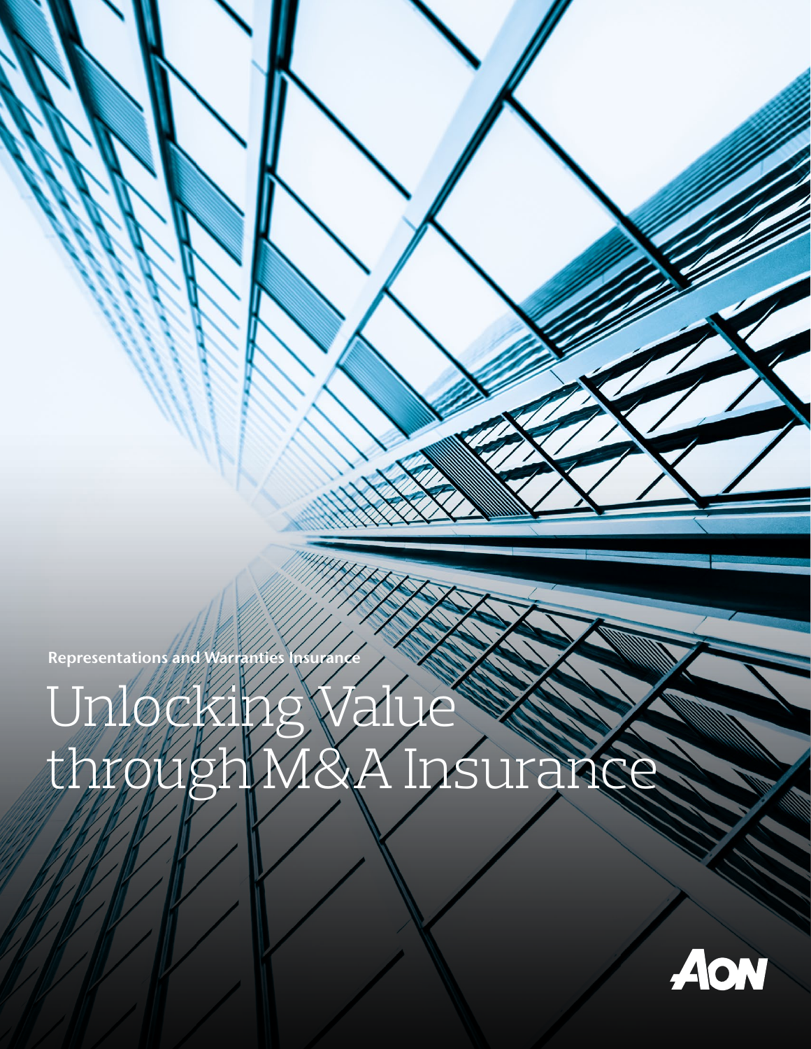Representations and Warranties Insurance

# Unlocking Value through M&A Insurance

AON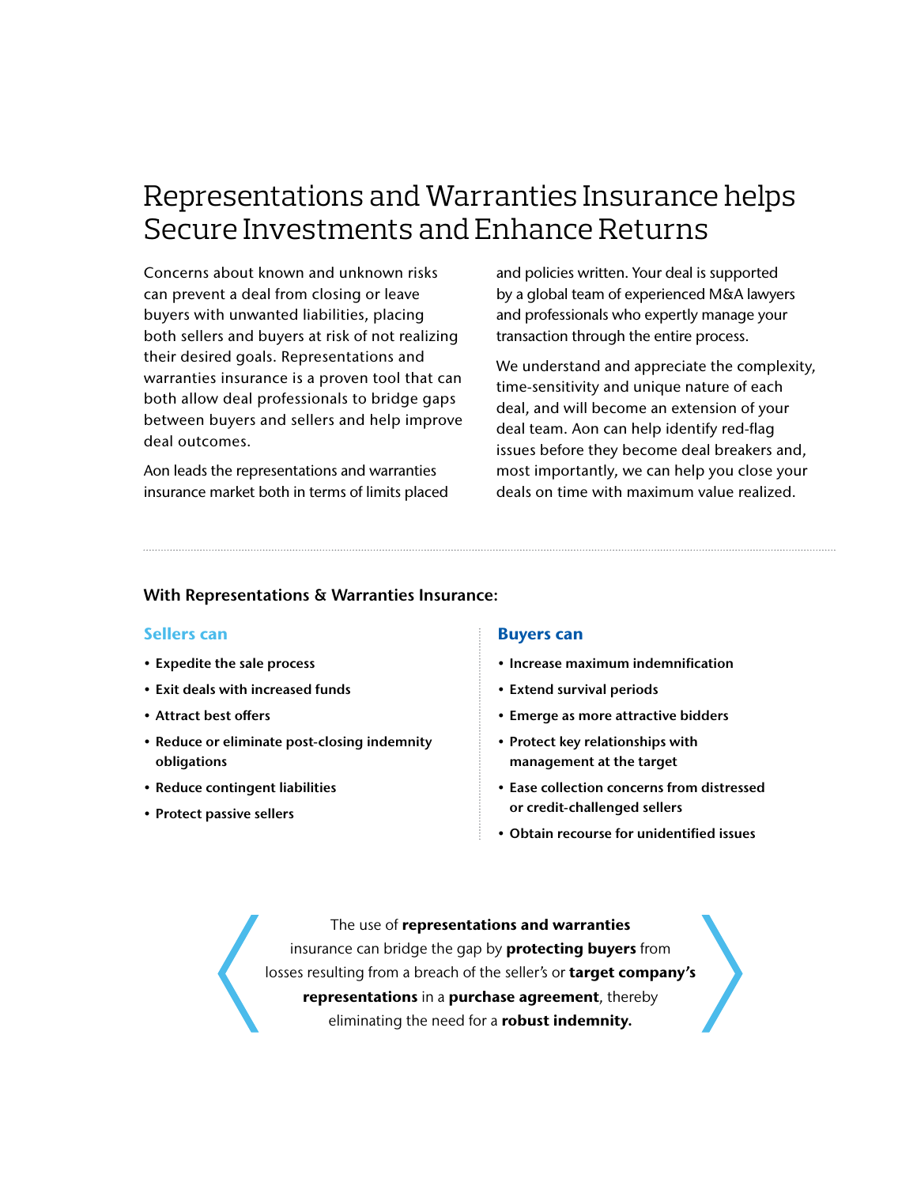# Representations and Warranties Insurance helps Secure Investments and Enhance Returns

Concerns about known and unknown risks can prevent a deal from closing or leave buyers with unwanted liabilities, placing both sellers and buyers at risk of not realizing their desired goals. Representations and warranties insurance is a proven tool that can both allow deal professionals to bridge gaps between buyers and sellers and help improve deal outcomes.

Aon leads the representations and warranties insurance market both in terms of limits placed and policies written. Your deal is supported by a global team of experienced M&A lawyers and professionals who expertly manage your transaction through the entire process.

We understand and appreciate the complexity, time-sensitivity and unique nature of each deal, and will become an extension of your deal team. Aon can help identify red-flag issues before they become deal breakers and, most importantly, we can help you close your deals on time with maximum value realized.

---

**With Representations & Warranties Insurance:**

### Sellers can

- **Expedite the sale process**
- **Exit deals with increased funds**
- **Attract best offers**
- **Reduce or eliminate post-closing indemnity obligations**
- **Reduce contingent liabilities**
- **Protect passive sellers**

### Buyers can

- **Increase maximum indemnification**
- **Extend survival periods**
- **Emerge as more attractive bidders**
- **Protect key relationships with management at the target**
- **Ease collection concerns from distressed or credit-challenged sellers**
- **Obtain recourse for unidentified issues**

The use of **representations and warranties** insurance can bridge the gap by **protecting buyers** from losses resulting from a breach of the seller's or **target company's representations** in a **purchase agreement**, thereby eliminating the need for a **robust indemnity.**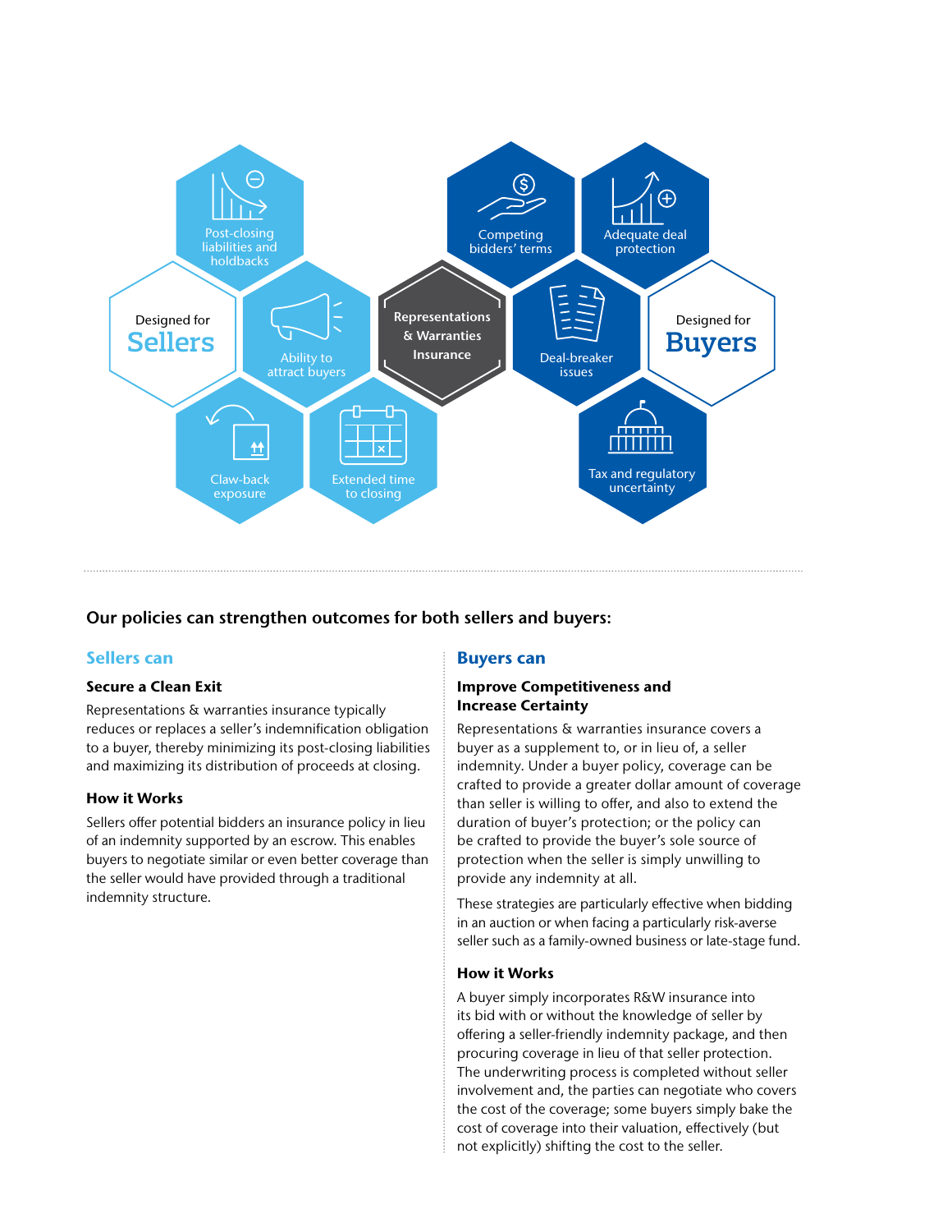Designed for **Sellers**

- Post-closing liabilities and holdbacks
- Ability to attract buyers
- Claw-back exposure
- Extended time to closing

**Representations & Warranties Insurance**

Designed for **Buyers**

- Competing bidders' terms
- Adequate deal protection
- Deal-breaker issues
- Tax and regulatory uncertainty

---

## Our policies can strengthen outcomes for both sellers and buyers:

### Sellers can

#### Secure a Clean Exit

Representations & warranties insurance typically reduces or replaces a seller's indemnification obligation to a buyer, thereby minimizing its post-closing liabilities and maximizing its distribution of proceeds at closing.

#### How it Works

Sellers offer potential bidders an insurance policy in lieu of an indemnity supported by an escrow. This enables buyers to negotiate similar or even better coverage than the seller would have provided through a traditional indemnity structure.

### Buyers can

#### Improve Competitiveness and Increase Certainty

Representations & warranties insurance covers a buyer as a supplement to, or in lieu of, a seller indemnity. Under a buyer policy, coverage can be crafted to provide a greater dollar amount of coverage than seller is willing to offer, and also to extend the duration of buyer's protection; or the policy can be crafted to provide the buyer's sole source of protection when the seller is simply unwilling to provide any indemnity at all.

These strategies are particularly effective when bidding in an auction or when facing a particularly risk-averse seller such as a family-owned business or late-stage fund.

#### How it Works

A buyer simply incorporates R&W insurance into its bid with or without the knowledge of seller by offering a seller-friendly indemnity package, and then procuring coverage in lieu of that seller protection. The underwriting process is completed without seller involvement and, the parties can negotiate who covers the cost of the coverage; some buyers simply bake the cost of coverage into their valuation, effectively (but not explicitly) shifting the cost to the seller.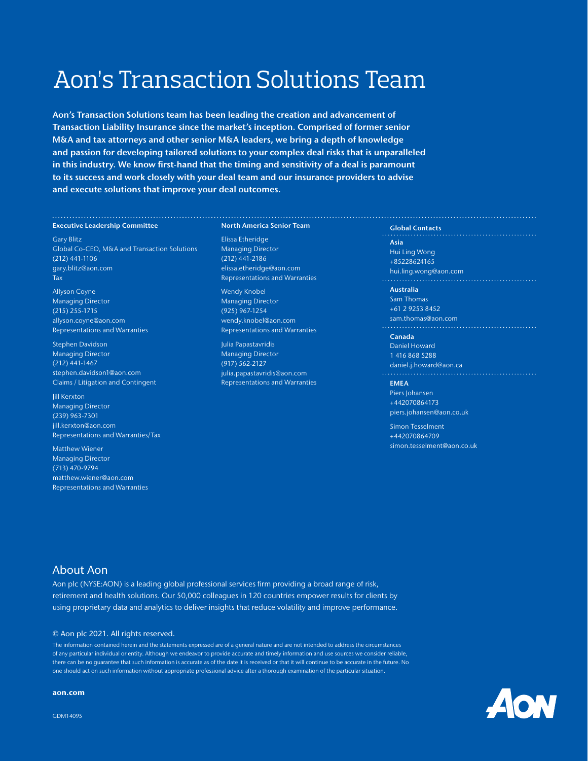# Aon's Transaction Solutions Team

**Aon's Transaction Solutions team has been leading the creation and advancement of Transaction Liability Insurance since the market's inception. Comprised of former senior M&A and tax attorneys and other senior M&A leaders, we bring a depth of knowledge and passion for developing tailored solutions to your complex deal risks that is unparalleled in this industry. We know first-hand that the timing and sensitivity of a deal is paramount to its success and work closely with your deal team and our insurance providers to advise and execute solutions that improve your deal outcomes.**

**Executive Leadership Committee**

Gary Blitz
Global Co-CEO, M&A and Transaction Solutions
(212) 441-1106
gary.blitz@aon.com
Tax

Allyson Coyne
Managing Director
(215) 255-1715
allyson.coyne@aon.com
Representations and Warranties

Stephen Davidson
Managing Director
(212) 441-1467
stephen.davidson1@aon.com
Claims / Litigation and Contingent

Jill Kerxton
Managing Director
(239) 963-7301
jill.kerxton@aon.com
Representations and Warranties/Tax

Matthew Wiener
Managing Director
(713) 470-9794
matthew.wiener@aon.com
Representations and Warranties

**North America Senior Team**

Elissa Etheridge
Managing Director
(212) 441-2186
elissa.etheridge@aon.com
Representations and Warranties

Wendy Knobel
Managing Director
(925) 967-1254
wendy.knobel@aon.com
Representations and Warranties

Julia Papastavridis
Managing Director
(917) 562-2127
julia.papastavridis@aon.com
Representations and Warranties

**Global Contacts**

**Asia**
Hui Ling Wong
+85228624165
hui.ling.wong@aon.com

**Australia**
Sam Thomas
+61 2 9253 8452
sam.thomas@aon.com

**Canada**
Daniel Howard
1 416 868 5288
daniel.j.howard@aon.ca

**EMEA**
Piers Johansen
+442070864173
piers.johansen@aon.co.uk

Simon Tesselment
+442070864709
simon.tesselment@aon.co.uk

## About Aon

Aon plc (NYSE:AON) is a leading global professional services firm providing a broad range of risk, retirement and health solutions. Our 50,000 colleagues in 120 countries empower results for clients by using proprietary data and analytics to deliver insights that reduce volatility and improve performance.

© Aon plc 2021. All rights reserved.

The information contained herein and the statements expressed are of a general nature and are not intended to address the circumstances of any particular individual or entity. Although we endeavor to provide accurate and timely information and use sources we consider reliable, there can be no guarantee that such information is accurate as of the date it is received or that it will continue to be accurate in the future. No one should act on such information without appropriate professional advice after a thorough examination of the particular situation.

**aon.com**

GDM14095